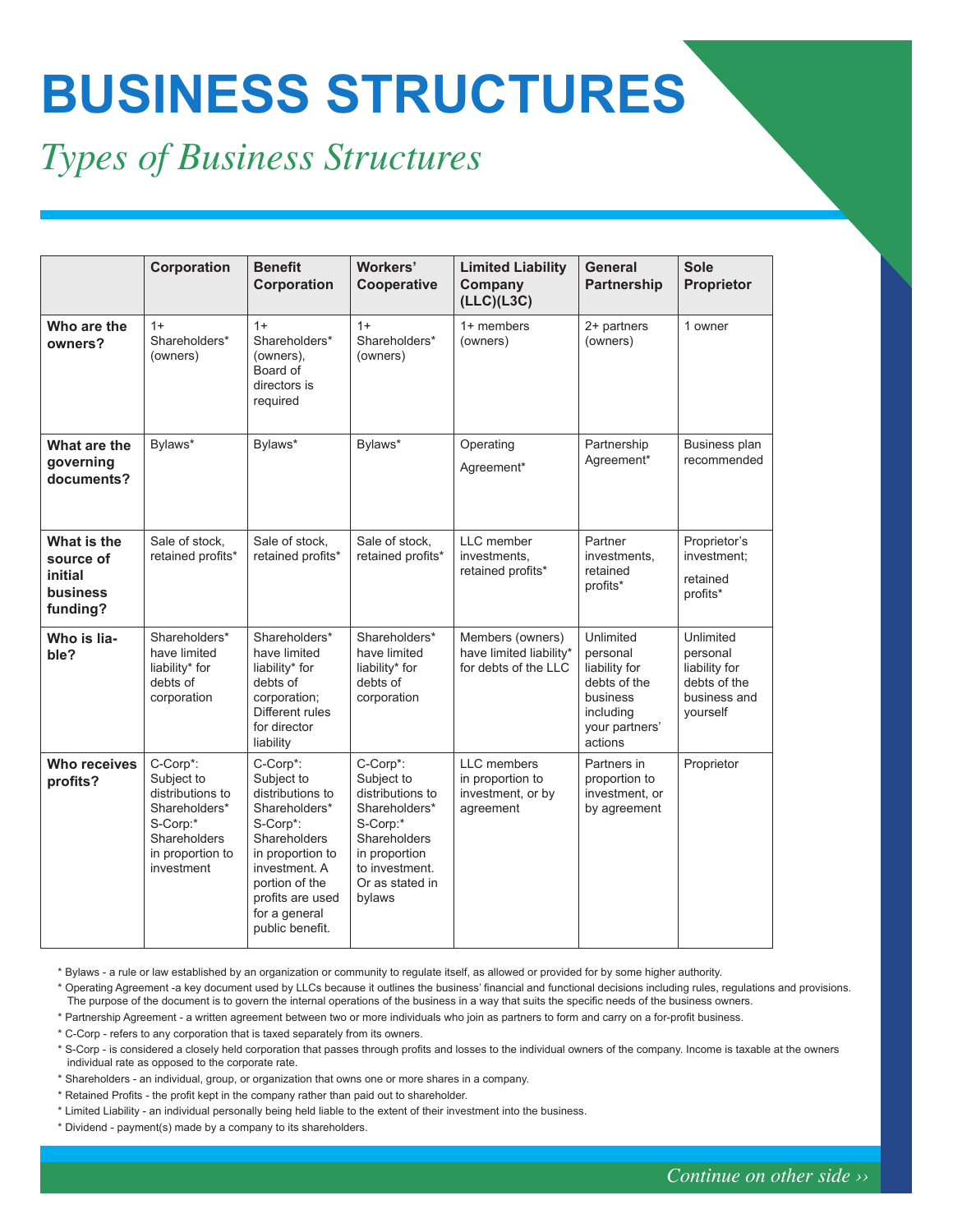# BUSINESS STRUCTURES

## *Types of Business Structures*

| | Corporation | Benefit Corporation | Workers' Cooperative | Limited Liability Company (LLC)(L3C) | General Partnership | Sole Proprietor |
|---|---|---|---|---|---|---|
| **Who are the owners?** | 1+ Shareholders* (owners) | 1+ Shareholders* (owners), Board of directors is required | 1+ Shareholders* (owners) | 1+ members (owners) | 2+ partners (owners) | 1 owner |
| **What are the governing documents?** | Bylaws* | Bylaws* | Bylaws* | Operating Agreement* | Partnership Agreement* | Business plan recommended |
| **What is the source of initial business funding?** | Sale of stock, retained profits* | Sale of stock, retained profits* | Sale of stock, retained profits* | LLC member investments, retained profits* | Partner investments, retained profits* | Proprietor's investment; retained profits* |
| **Who is liable?** | Shareholders* have limited liability* for debts of corporation | Shareholders* have limited liability* for debts of corporation; Different rules for director liability | Shareholders* have limited liability* for debts of corporation | Members (owners) have limited liability* for debts of the LLC | Unlimited personal liability for debts of the business including your partners' actions | Unlimited personal liability for debts of the business and yourself |
| **Who receives profits?** | C-Corp*: Subject to distributions to Shareholders* S-Corp:* Shareholders in proportion to investment | C-Corp*: Subject to distributions to Shareholders* S-Corp*: Shareholders in proportion to investment. A portion of the profits are used for a general public benefit. | C-Corp*: Subject to distributions to Shareholders* S-Corp:* Shareholders in proportion to investment. Or as stated in bylaws | LLC members in proportion to investment, or by agreement | Partners in proportion to investment, or by agreement | Proprietor |

* Bylaws - a rule or law established by an organization or community to regulate itself, as allowed or provided for by some higher authority.
* Operating Agreement -a key document used by LLCs because it outlines the business' financial and functional decisions including rules, regulations and provisions. The purpose of the document is to govern the internal operations of the business in a way that suits the specific needs of the business owners.
* Partnership Agreement - a written agreement between two or more individuals who join as partners to form and carry on a for-profit business.
* C-Corp - refers to any corporation that is taxed separately from its owners.
* S-Corp - is considered a closely held corporation that passes through profits and losses to the individual owners of the company. Income is taxable at the owners individual rate as opposed to the corporate rate.
* Shareholders - an individual, group, or organization that owns one or more shares in a company.
* Retained Profits - the profit kept in the company rather than paid out to shareholder.
* Limited Liability - an individual personally being held liable to the extent of their investment into the business.
* Dividend - payment(s) made by a company to its shareholders.

*Continue on other side ››*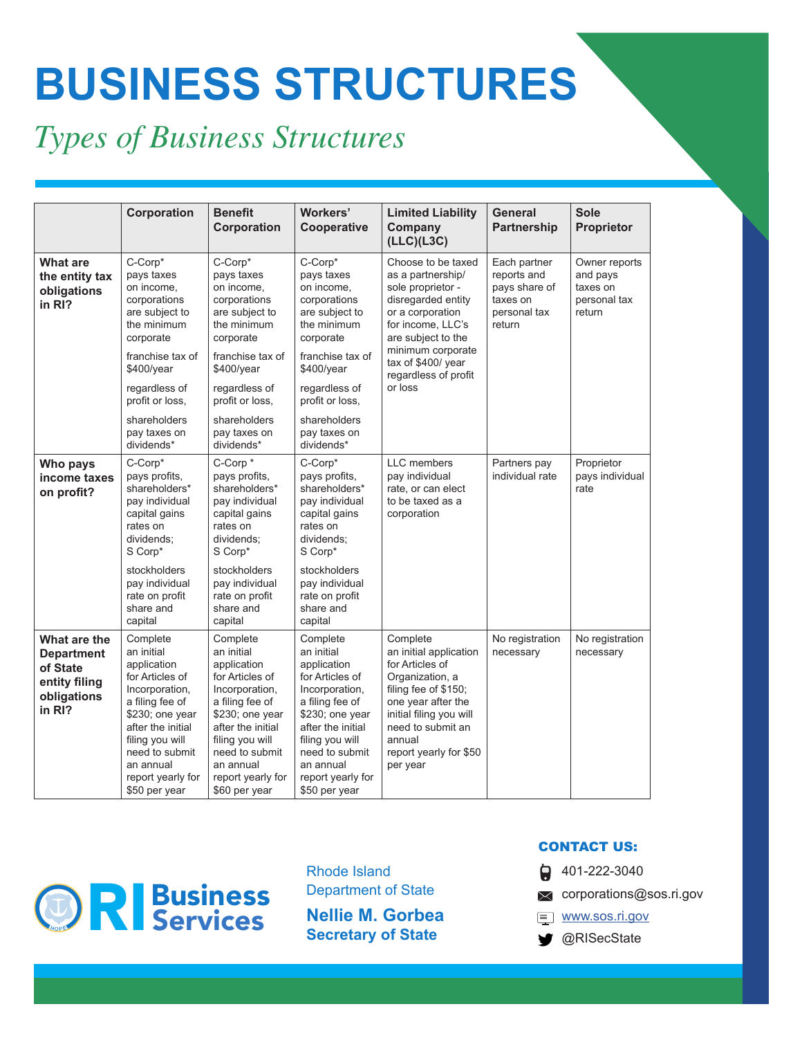# BUSINESS STRUCTURES

*Types of Business Structures*

| | Corporation | Benefit Corporation | Workers' Cooperative | Limited Liability Company (LLC)(L3C) | General Partnership | Sole Proprietor |
|---|---|---|---|---|---|---|
| **What are the entity tax obligations in RI?** | C-Corp* pays taxes on income, corporations are subject to the minimum corporate franchise tax of $400/year regardless of profit or loss, shareholders pay taxes on dividends* | C-Corp* pays taxes on income, corporations are subject to the minimum corporate franchise tax of $400/year regardless of profit or loss, shareholders pay taxes on dividends* | C-Corp* pays taxes on income, corporations are subject to the minimum corporate franchise tax of $400/year regardless of profit or loss, shareholders pay taxes on dividends* | Choose to be taxed as a partnership/ sole proprietor - disregarded entity or a corporation for income, LLC's are subject to the minimum corporate tax of $400/ year regardless of profit or loss | Each partner reports and pays share of taxes on personal tax return | Owner reports and pays taxes on personal tax return |
| **Who pays income taxes on profit?** | C-Corp* pays profits, shareholders* pay individual capital gains rates on dividends; S Corp* stockholders pay individual rate on profit share and capital | C-Corp * pays profits, shareholders* pay individual capital gains rates on dividends; S Corp* stockholders pay individual rate on profit share and capital | C-Corp* pays profits, shareholders* pay individual capital gains rates on dividends; S Corp* stockholders pay individual rate on profit share and capital | LLC members pay individual rate, or can elect to be taxed as a corporation | Partners pay individual rate | Proprietor pays individual rate |
| **What are the Department of State entity filing obligations in RI?** | Complete an initial application for Articles of Incorporation, a filing fee of $230; one year after the initial filing you will need to submit an annual report yearly for $50 per year | Complete an initial application for Articles of Incorporation, a filing fee of $230; one year after the initial filing you will need to submit an annual report yearly for $60 per year | Complete an initial application for Articles of Incorporation, a filing fee of $230; one year after the initial filing you will need to submit an annual report yearly for $50 per year | Complete an initial application for Articles of Organization, a filing fee of $150; one year after the initial filing you will need to submit an annual report yearly for $50 per year | No registration necessary | No registration necessary |

RI Business Services

Rhode Island Department of State

**Nellie M. Gorbea**
**Secretary of State**

**CONTACT US:**

- 401-222-3040
- corporations@sos.ri.gov
- www.sos.ri.gov
- @RISecState